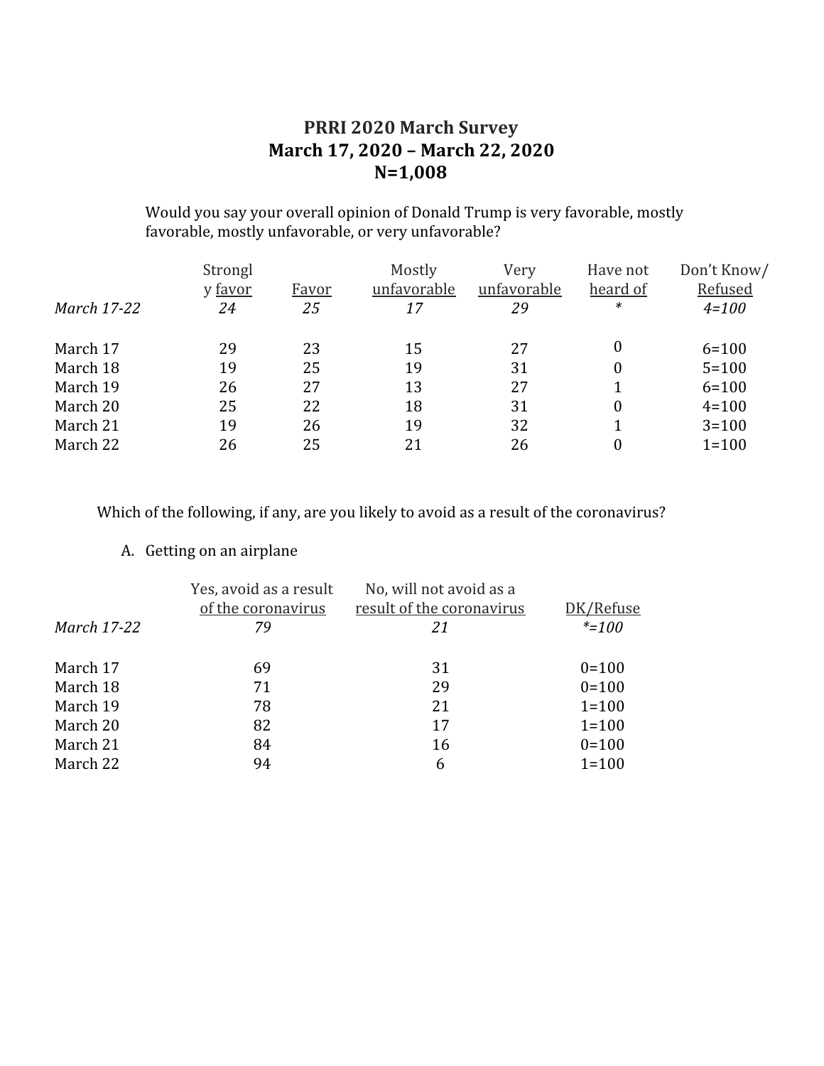# PRRI 2020 March Survey
## March 17, 2020 – March 22, 2020
## N=1,008

Would you say your overall opinion of Donald Trump is very favorable, mostly favorable, mostly unfavorable, or very unfavorable?

| | Strongly favor | Favor | Mostly unfavorable | Very unfavorable | Have not heard of | Don't Know/ Refused |
|---|---|---|---|---|---|---|
| *March 17-22* | *24* | *25* | *17* | *29* | * | *4=100* |
| March 17 | 29 | 23 | 15 | 27 | 0 | 6=100 |
| March 18 | 19 | 25 | 19 | 31 | 0 | 5=100 |
| March 19 | 26 | 27 | 13 | 27 | 1 | 6=100 |
| March 20 | 25 | 22 | 18 | 31 | 0 | 4=100 |
| March 21 | 19 | 26 | 19 | 32 | 1 | 3=100 |
| March 22 | 26 | 25 | 21 | 26 | 0 | 1=100 |

Which of the following, if any, are you likely to avoid as a result of the coronavirus?

A. Getting on an airplane

| | Yes, avoid as a result of the coronavirus | No, will not avoid as a result of the coronavirus | DK/Refuse |
|---|---|---|---|
| *March 17-22* | *79* | *21* | **=100* |
| March 17 | 69 | 31 | 0=100 |
| March 18 | 71 | 29 | 0=100 |
| March 19 | 78 | 21 | 1=100 |
| March 20 | 82 | 17 | 1=100 |
| March 21 | 84 | 16 | 0=100 |
| March 22 | 94 | 6 | 1=100 |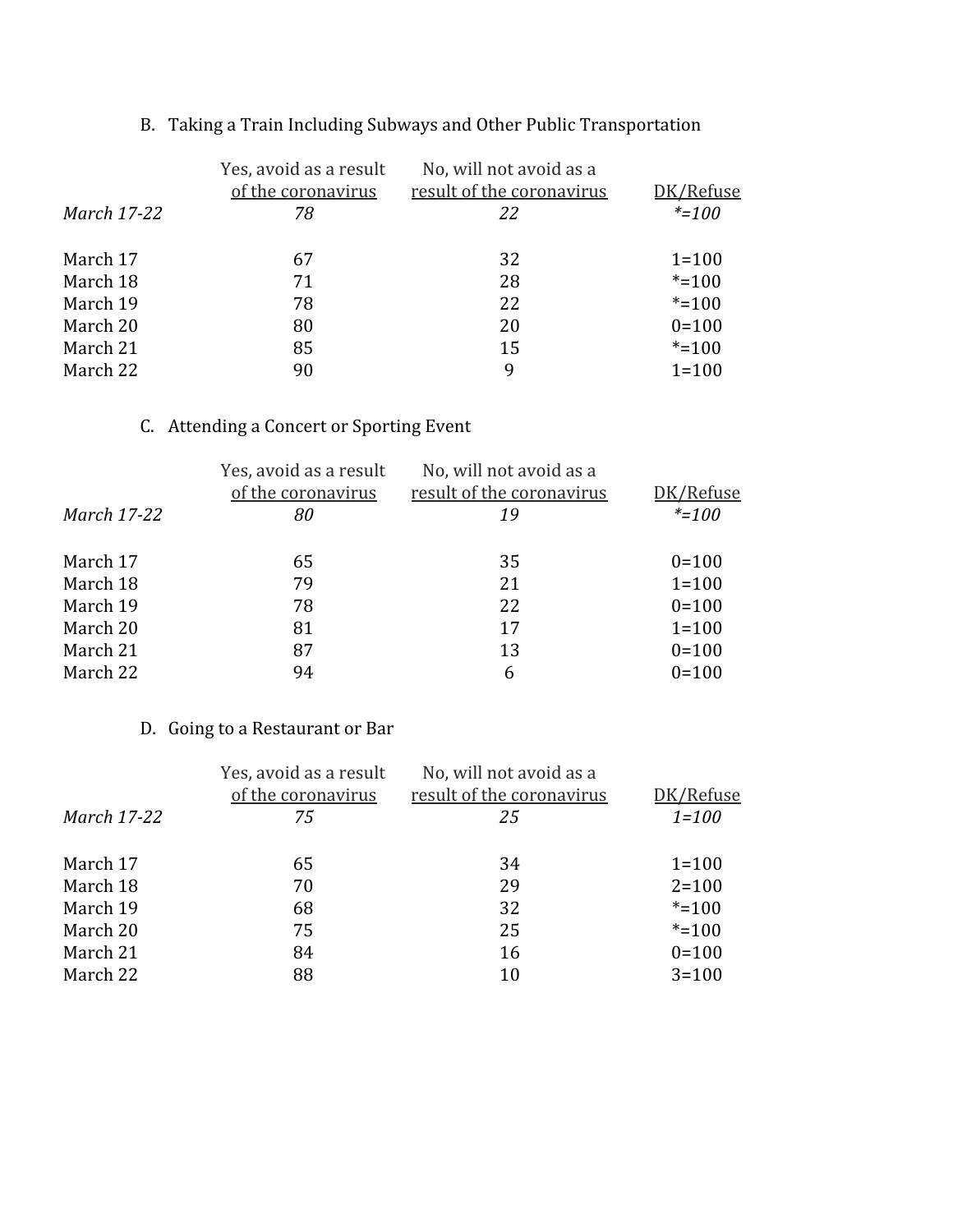### B. Taking a Train Including Subways and Other Public Transportation

| | Yes, avoid as a result of the coronavirus | No, will not avoid as a result of the coronavirus | DK/Refuse |
|---|---|---|---|
| *March 17-22* | *78* | *22* | *\*=100* |
| March 17 | 67 | 32 | 1=100 |
| March 18 | 71 | 28 | *=100 |
| March 19 | 78 | 22 | *=100 |
| March 20 | 80 | 20 | 0=100 |
| March 21 | 85 | 15 | *=100 |
| March 22 | 90 | 9 | 1=100 |

### C. Attending a Concert or Sporting Event

| | Yes, avoid as a result of the coronavirus | No, will not avoid as a result of the coronavirus | DK/Refuse |
|---|---|---|---|
| *March 17-22* | *80* | *19* | *\*=100* |
| March 17 | 65 | 35 | 0=100 |
| March 18 | 79 | 21 | 1=100 |
| March 19 | 78 | 22 | 0=100 |
| March 20 | 81 | 17 | 1=100 |
| March 21 | 87 | 13 | 0=100 |
| March 22 | 94 | 6 | 0=100 |

### D. Going to a Restaurant or Bar

| | Yes, avoid as a result of the coronavirus | No, will not avoid as a result of the coronavirus | DK/Refuse |
|---|---|---|---|
| *March 17-22* | *75* | *25* | *1=100* |
| March 17 | 65 | 34 | 1=100 |
| March 18 | 70 | 29 | 2=100 |
| March 19 | 68 | 32 | *=100 |
| March 20 | 75 | 25 | *=100 |
| March 21 | 84 | 16 | 0=100 |
| March 22 | 88 | 10 | 3=100 |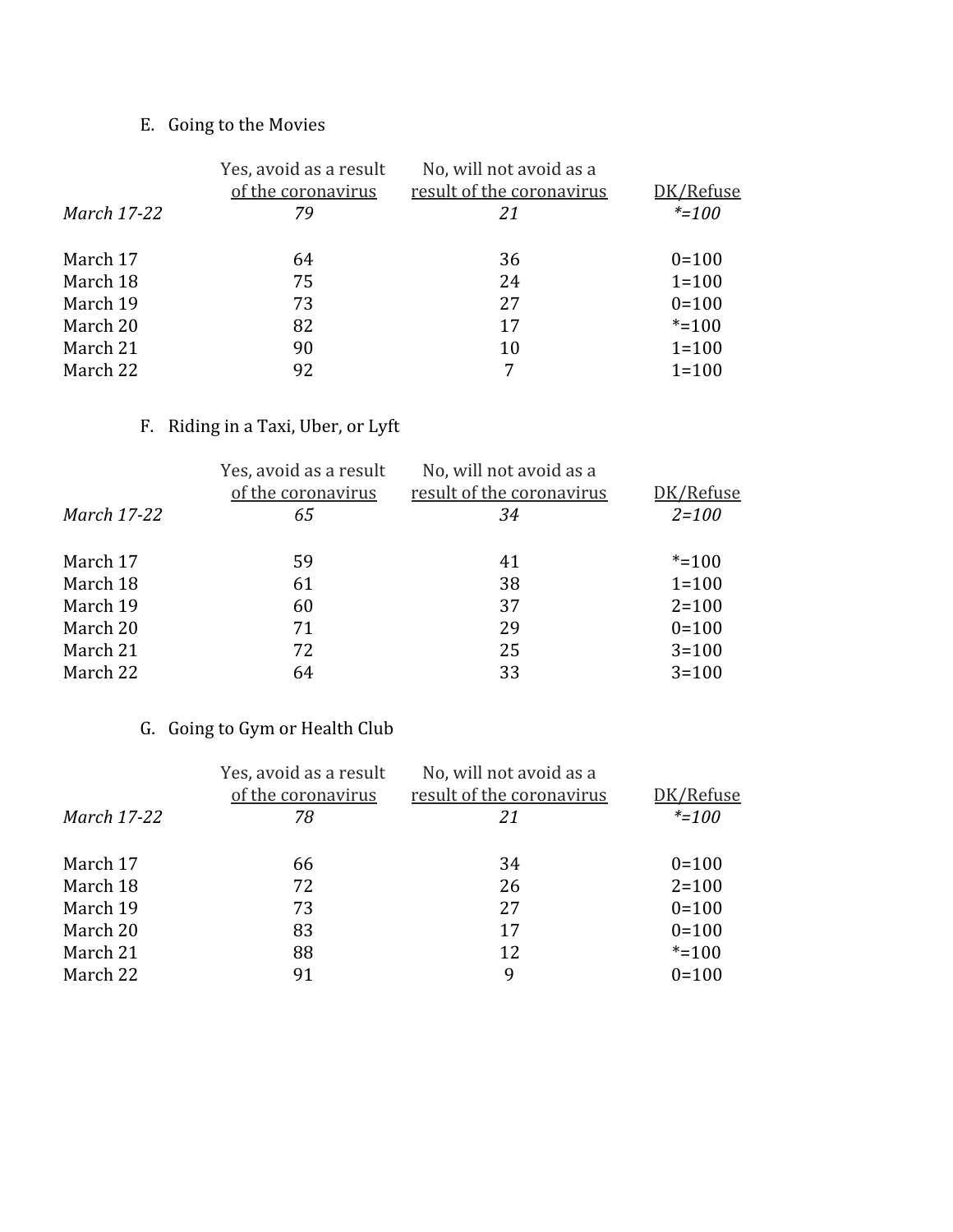E. Going to the Movies

| | Yes, avoid as a result of the coronavirus | No, will not avoid as a result of the coronavirus | DK/Refuse |
|---|---|---|---|
| *March 17-22* | *79* | *21* | *\*=100* |
| March 17 | 64 | 36 | 0=100 |
| March 18 | 75 | 24 | 1=100 |
| March 19 | 73 | 27 | 0=100 |
| March 20 | 82 | 17 | *=100 |
| March 21 | 90 | 10 | 1=100 |
| March 22 | 92 | 7 | 1=100 |

F. Riding in a Taxi, Uber, or Lyft

| | Yes, avoid as a result of the coronavirus | No, will not avoid as a result of the coronavirus | DK/Refuse |
|---|---|---|---|
| *March 17-22* | *65* | *34* | *2=100* |
| March 17 | 59 | 41 | *=100 |
| March 18 | 61 | 38 | 1=100 |
| March 19 | 60 | 37 | 2=100 |
| March 20 | 71 | 29 | 0=100 |
| March 21 | 72 | 25 | 3=100 |
| March 22 | 64 | 33 | 3=100 |

G. Going to Gym or Health Club

| | Yes, avoid as a result of the coronavirus | No, will not avoid as a result of the coronavirus | DK/Refuse |
|---|---|---|---|
| *March 17-22* | *78* | *21* | *\*=100* |
| March 17 | 66 | 34 | 0=100 |
| March 18 | 72 | 26 | 2=100 |
| March 19 | 73 | 27 | 0=100 |
| March 20 | 83 | 17 | 0=100 |
| March 21 | 88 | 12 | *=100 |
| March 22 | 91 | 9 | 0=100 |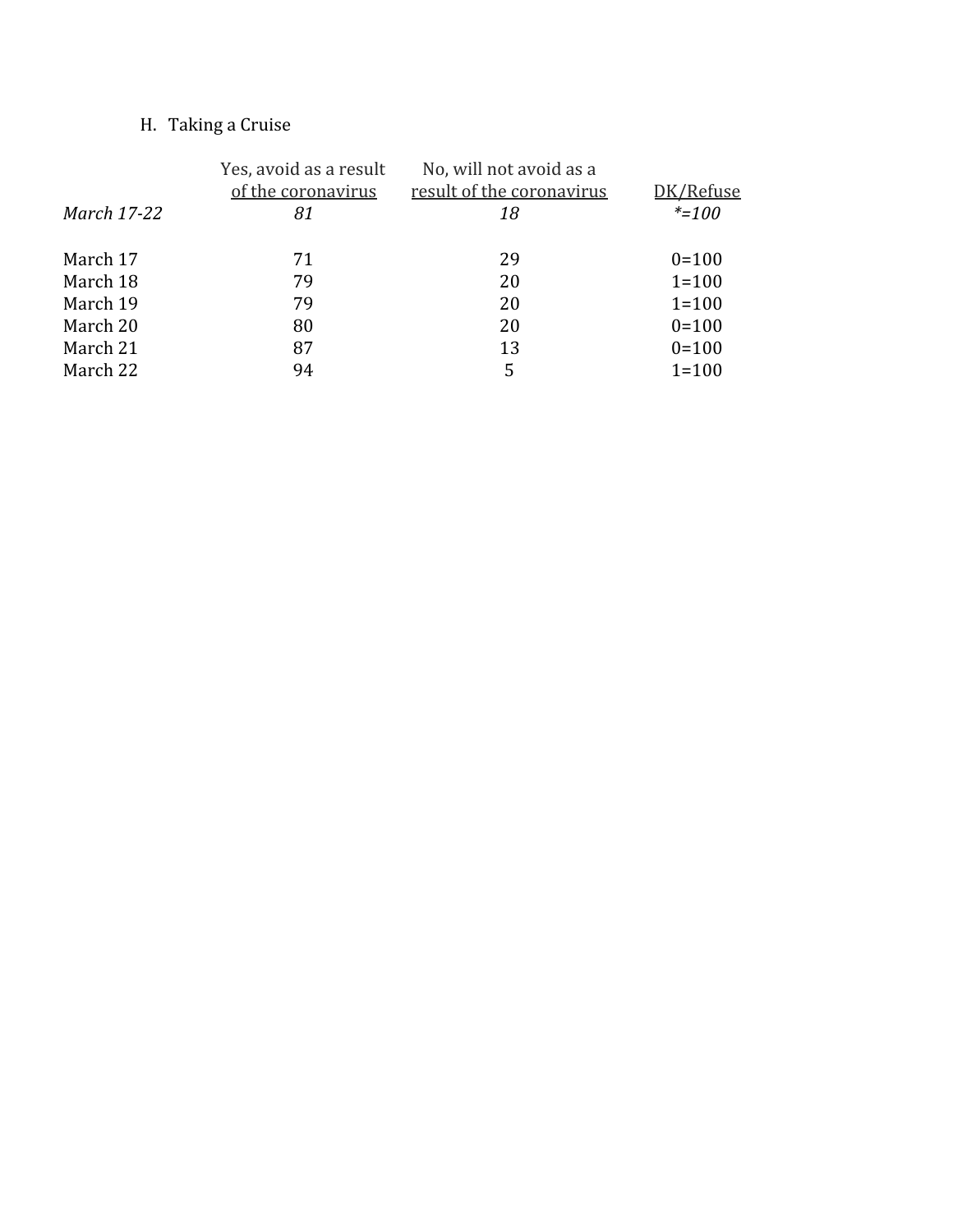H. Taking a Cruise

| | Yes, avoid as a result of the coronavirus | No, will not avoid as a result of the coronavirus | DK/Refuse |
|---|---|---|---|
| *March 17-22* | *81* | *18* | *\*=100* |
| March 17 | 71 | 29 | 0=100 |
| March 18 | 79 | 20 | 1=100 |
| March 19 | 79 | 20 | 1=100 |
| March 20 | 80 | 20 | 0=100 |
| March 21 | 87 | 13 | 0=100 |
| March 22 | 94 | 5 | 1=100 |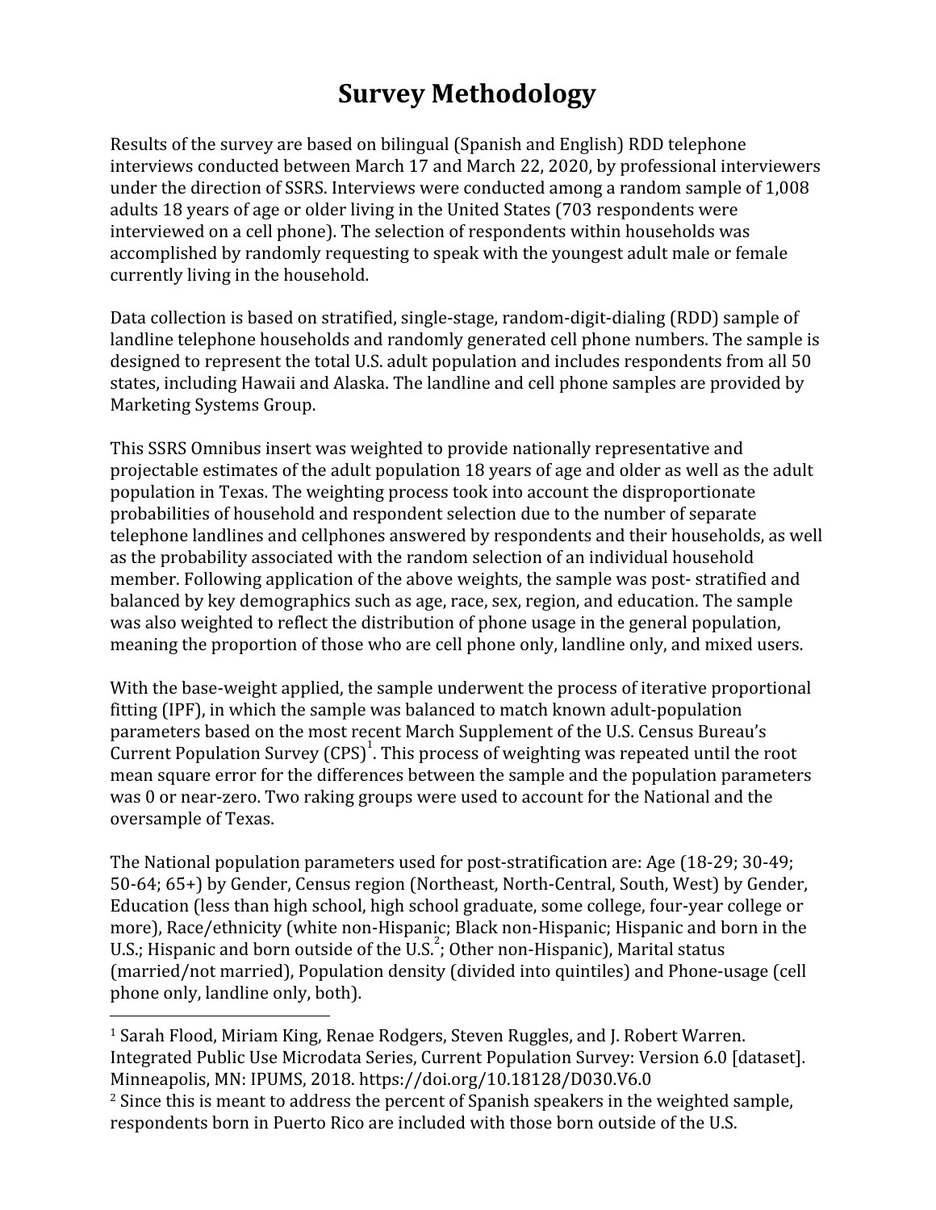# Survey Methodology

Results of the survey are based on bilingual (Spanish and English) RDD telephone interviews conducted between March 17 and March 22, 2020, by professional interviewers under the direction of SSRS. Interviews were conducted among a random sample of 1,008 adults 18 years of age or older living in the United States (703 respondents were interviewed on a cell phone). The selection of respondents within households was accomplished by randomly requesting to speak with the youngest adult male or female currently living in the household.

Data collection is based on stratified, single-stage, random-digit-dialing (RDD) sample of landline telephone households and randomly generated cell phone numbers. The sample is designed to represent the total U.S. adult population and includes respondents from all 50 states, including Hawaii and Alaska. The landline and cell phone samples are provided by Marketing Systems Group.

This SSRS Omnibus insert was weighted to provide nationally representative and projectable estimates of the adult population 18 years of age and older as well as the adult population in Texas. The weighting process took into account the disproportionate probabilities of household and respondent selection due to the number of separate telephone landlines and cellphones answered by respondents and their households, as well as the probability associated with the random selection of an individual household member. Following application of the above weights, the sample was post- stratified and balanced by key demographics such as age, race, sex, region, and education. The sample was also weighted to reflect the distribution of phone usage in the general population, meaning the proportion of those who are cell phone only, landline only, and mixed users.

With the base-weight applied, the sample underwent the process of iterative proportional fitting (IPF), in which the sample was balanced to match known adult-population parameters based on the most recent March Supplement of the U.S. Census Bureau's Current Population Survey (CPS)[1]. This process of weighting was repeated until the root mean square error for the differences between the sample and the population parameters was 0 or near-zero. Two raking groups were used to account for the National and the oversample of Texas.

The National population parameters used for post-stratification are: Age (18-29; 30-49; 50-64; 65+) by Gender, Census region (Northeast, North-Central, South, West) by Gender, Education (less than high school, high school graduate, some college, four-year college or more), Race/ethnicity (white non-Hispanic; Black non-Hispanic; Hispanic and born in the U.S.; Hispanic and born outside of the U.S.[2]; Other non-Hispanic), Marital status (married/not married), Population density (divided into quintiles) and Phone-usage (cell phone only, landline only, both).

---

[1] Sarah Flood, Miriam King, Renae Rodgers, Steven Ruggles, and J. Robert Warren. Integrated Public Use Microdata Series, Current Population Survey: Version 6.0 [dataset]. Minneapolis, MN: IPUMS, 2018. https://doi.org/10.18128/D030.V6.0

[2] Since this is meant to address the percent of Spanish speakers in the weighted sample, respondents born in Puerto Rico are included with those born outside of the U.S.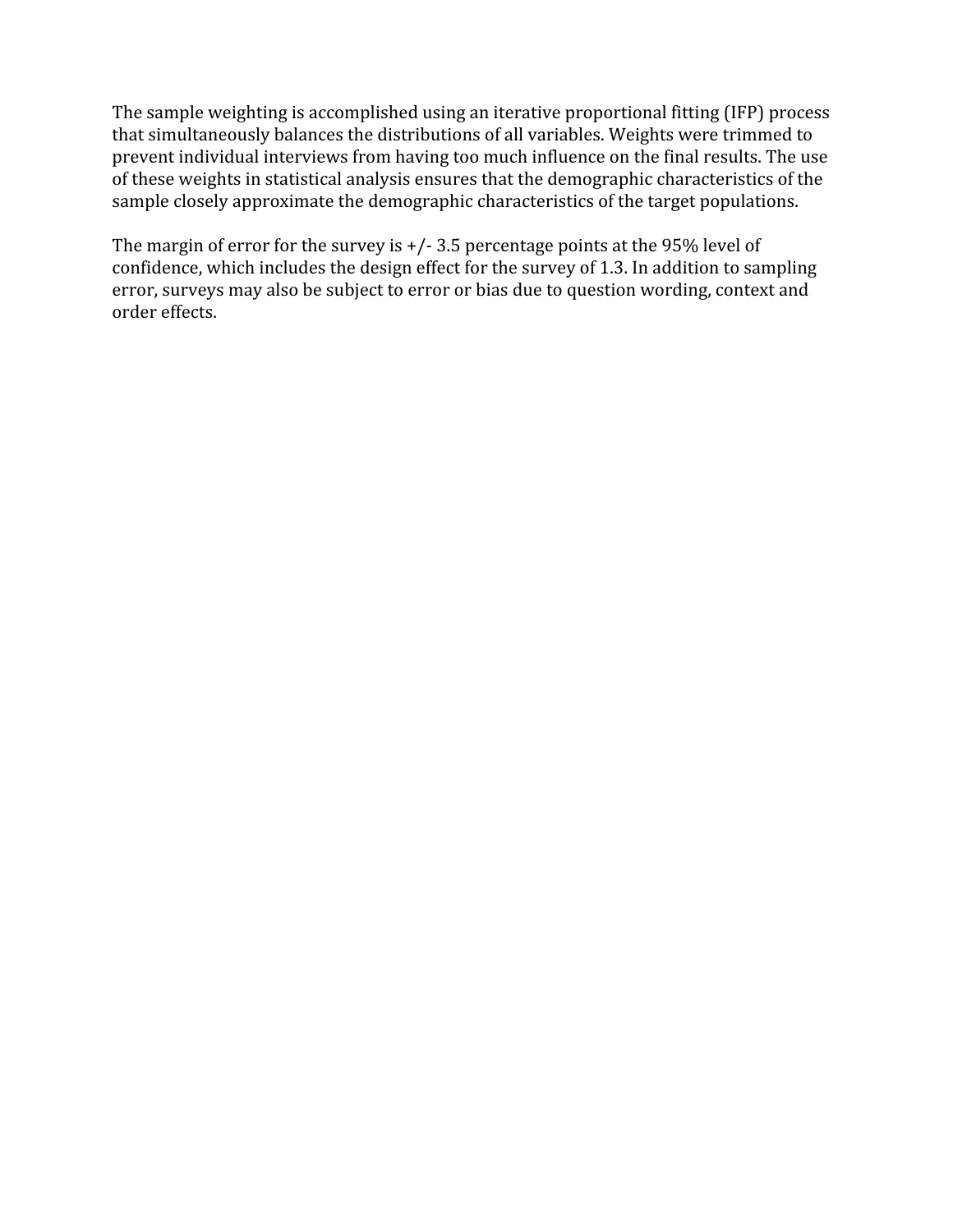The sample weighting is accomplished using an iterative proportional fitting (IFP) process that simultaneously balances the distributions of all variables. Weights were trimmed to prevent individual interviews from having too much influence on the final results. The use of these weights in statistical analysis ensures that the demographic characteristics of the sample closely approximate the demographic characteristics of the target populations.

The margin of error for the survey is +/- 3.5 percentage points at the 95% level of confidence, which includes the design effect for the survey of 1.3. In addition to sampling error, surveys may also be subject to error or bias due to question wording, context and order effects.